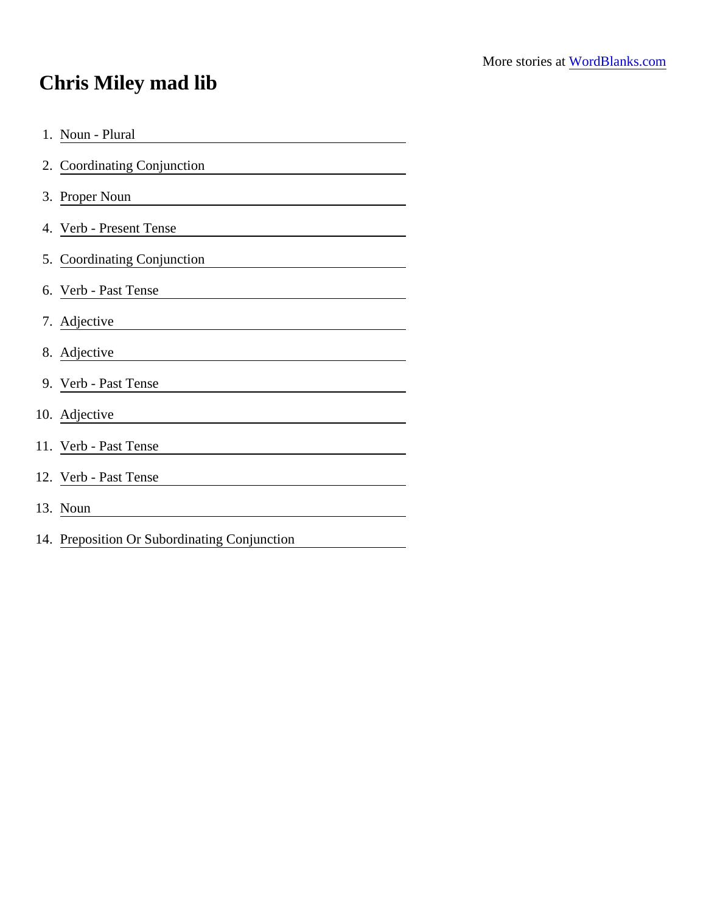More stories at [WordBlanks.com](https://www.wordblanks.com)

# Chris Miley mad lib

1. Noun - Plural \_\_\_\_\_\_\_\_\_\_\_\_\_\_\_\_\_\_\_\_
2. Coordinating Conjunction \_\_\_\_\_\_\_\_\_\_\_\_\_\_\_\_\_\_\_\_
3. Proper Noun \_\_\_\_\_\_\_\_\_\_\_\_\_\_\_\_\_\_\_\_
4. Verb - Present Tense \_\_\_\_\_\_\_\_\_\_\_\_\_\_\_\_\_\_\_\_
5. Coordinating Conjunction \_\_\_\_\_\_\_\_\_\_\_\_\_\_\_\_\_\_\_\_
6. Verb - Past Tense \_\_\_\_\_\_\_\_\_\_\_\_\_\_\_\_\_\_\_\_
7. Adjective \_\_\_\_\_\_\_\_\_\_\_\_\_\_\_\_\_\_\_\_
8. Adjective \_\_\_\_\_\_\_\_\_\_\_\_\_\_\_\_\_\_\_\_
9. Verb - Past Tense \_\_\_\_\_\_\_\_\_\_\_\_\_\_\_\_\_\_\_\_
10. Adjective \_\_\_\_\_\_\_\_\_\_\_\_\_\_\_\_\_\_\_\_
11. Verb - Past Tense \_\_\_\_\_\_\_\_\_\_\_\_\_\_\_\_\_\_\_\_
12. Verb - Past Tense \_\_\_\_\_\_\_\_\_\_\_\_\_\_\_\_\_\_\_\_
13. Noun \_\_\_\_\_\_\_\_\_\_\_\_\_\_\_\_\_\_\_\_
14. Preposition Or Subordinating Conjunction \_\_\_\_\_\_\_\_\_\_\_\_\_\_\_\_\_\_\_\_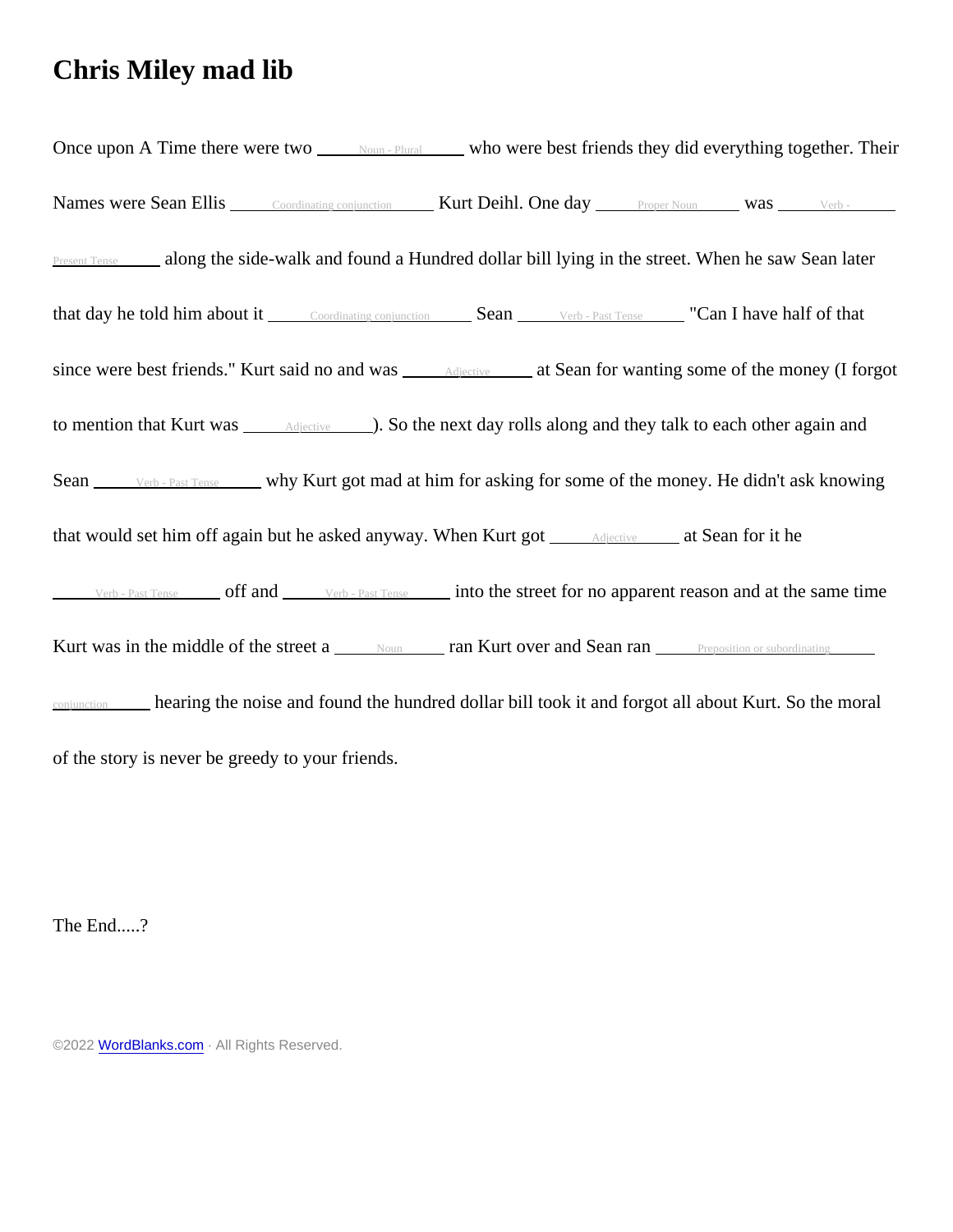# Chris Miley mad lib

Once upon A Time there were two ____Noun - Plural____ who were best friends they did everything together. Their Names were Sean Ellis ____Coordinating conjunction____ Kurt Deihl. One day ____Proper Noun____ was ____Verb - Present Tense____ along the side-walk and found a Hundred dollar bill lying in the street. When he saw Sean later that day he told him about it ____Coordinating conjunction____ Sean ____Verb - Past Tense____ "Can I have half of that since were best friends." Kurt said no and was ____Adjective____ at Sean for wanting some of the money (I forgot to mention that Kurt was ____Adjective____). So the next day rolls along and they talk to each other again and Sean ____Verb - Past Tense____ why Kurt got mad at him for asking for some of the money. He didn't ask knowing that would set him off again but he asked anyway. When Kurt got ____Adjective____ at Sean for it he ____Verb - Past Tense____ off and ____Verb - Past Tense____ into the street for no apparent reason and at the same time Kurt was in the middle of the street a ____Noun____ ran Kurt over and Sean ran ____Preposition or subordinating conjunction____ hearing the noise and found the hundred dollar bill took it and forgot all about Kurt. So the moral of the story is never be greedy to your friends.

The End.....?

©2022 WordBlanks.com · All Rights Reserved.